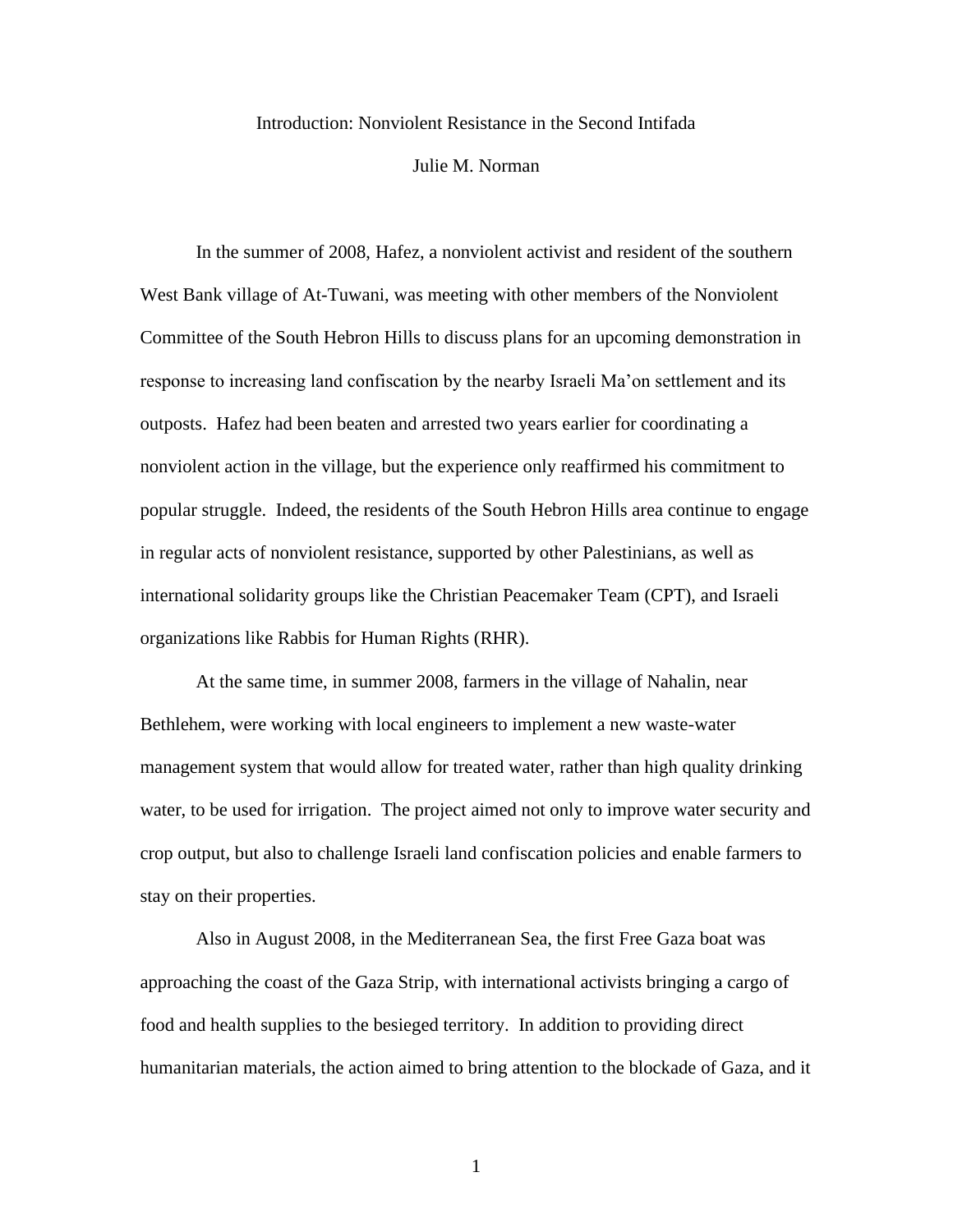# Introduction: Nonviolent Resistance in the Second Intifada

Julie M. Norman

In the summer of 2008, Hafez, a nonviolent activist and resident of the southern West Bank village of At-Tuwani, was meeting with other members of the Nonviolent Committee of the South Hebron Hills to discuss plans for an upcoming demonstration in response to increasing land confiscation by the nearby Israeli Ma'on settlement and its outposts. Hafez had been beaten and arrested two years earlier for coordinating a nonviolent action in the village, but the experience only reaffirmed his commitment to popular struggle. Indeed, the residents of the South Hebron Hills area continue to engage in regular acts of nonviolent resistance, supported by other Palestinians, as well as international solidarity groups like the Christian Peacemaker Team (CPT), and Israeli organizations like Rabbis for Human Rights (RHR).

At the same time, in summer 2008, farmers in the village of Nahalin, near Bethlehem, were working with local engineers to implement a new waste-water management system that would allow for treated water, rather than high quality drinking water, to be used for irrigation. The project aimed not only to improve water security and crop output, but also to challenge Israeli land confiscation policies and enable farmers to stay on their properties.

Also in August 2008, in the Mediterranean Sea, the first Free Gaza boat was approaching the coast of the Gaza Strip, with international activists bringing a cargo of food and health supplies to the besieged territory. In addition to providing direct humanitarian materials, the action aimed to bring attention to the blockade of Gaza, and it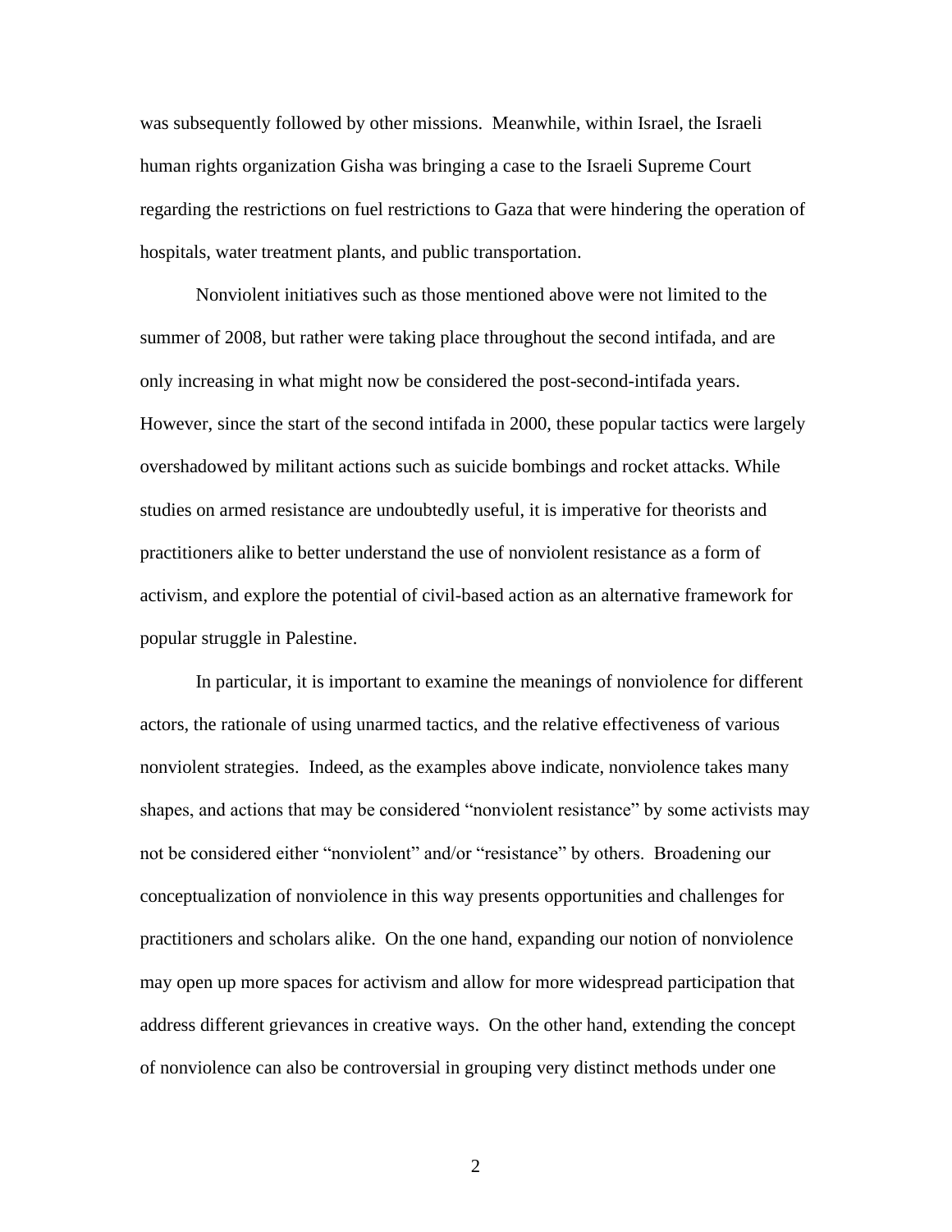was subsequently followed by other missions. Meanwhile, within Israel, the Israeli human rights organization Gisha was bringing a case to the Israeli Supreme Court regarding the restrictions on fuel restrictions to Gaza that were hindering the operation of hospitals, water treatment plants, and public transportation.

Nonviolent initiatives such as those mentioned above were not limited to the summer of 2008, but rather were taking place throughout the second intifada, and are only increasing in what might now be considered the post-second-intifada years. However, since the start of the second intifada in 2000, these popular tactics were largely overshadowed by militant actions such as suicide bombings and rocket attacks. While studies on armed resistance are undoubtedly useful, it is imperative for theorists and practitioners alike to better understand the use of nonviolent resistance as a form of activism, and explore the potential of civil-based action as an alternative framework for popular struggle in Palestine.

In particular, it is important to examine the meanings of nonviolence for different actors, the rationale of using unarmed tactics, and the relative effectiveness of various nonviolent strategies. Indeed, as the examples above indicate, nonviolence takes many shapes, and actions that may be considered "nonviolent resistance" by some activists may not be considered either "nonviolent" and/or "resistance" by others. Broadening our conceptualization of nonviolence in this way presents opportunities and challenges for practitioners and scholars alike. On the one hand, expanding our notion of nonviolence may open up more spaces for activism and allow for more widespread participation that address different grievances in creative ways. On the other hand, extending the concept of nonviolence can also be controversial in grouping very distinct methods under one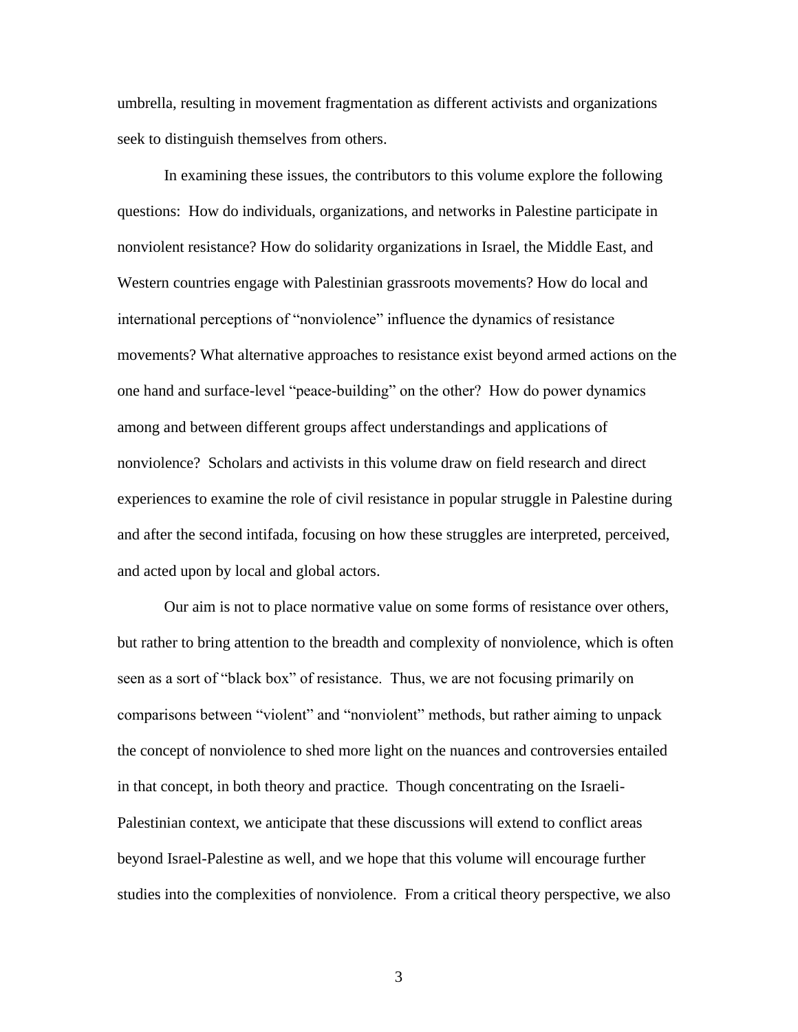umbrella, resulting in movement fragmentation as different activists and organizations seek to distinguish themselves from others.

In examining these issues, the contributors to this volume explore the following questions: How do individuals, organizations, and networks in Palestine participate in nonviolent resistance? How do solidarity organizations in Israel, the Middle East, and Western countries engage with Palestinian grassroots movements? How do local and international perceptions of "nonviolence" influence the dynamics of resistance movements? What alternative approaches to resistance exist beyond armed actions on the one hand and surface-level "peace-building" on the other? How do power dynamics among and between different groups affect understandings and applications of nonviolence? Scholars and activists in this volume draw on field research and direct experiences to examine the role of civil resistance in popular struggle in Palestine during and after the second intifada, focusing on how these struggles are interpreted, perceived, and acted upon by local and global actors.

Our aim is not to place normative value on some forms of resistance over others, but rather to bring attention to the breadth and complexity of nonviolence, which is often seen as a sort of "black box" of resistance. Thus, we are not focusing primarily on comparisons between "violent" and "nonviolent" methods, but rather aiming to unpack the concept of nonviolence to shed more light on the nuances and controversies entailed in that concept, in both theory and practice. Though concentrating on the Israeli-Palestinian context, we anticipate that these discussions will extend to conflict areas beyond Israel-Palestine as well, and we hope that this volume will encourage further studies into the complexities of nonviolence. From a critical theory perspective, we also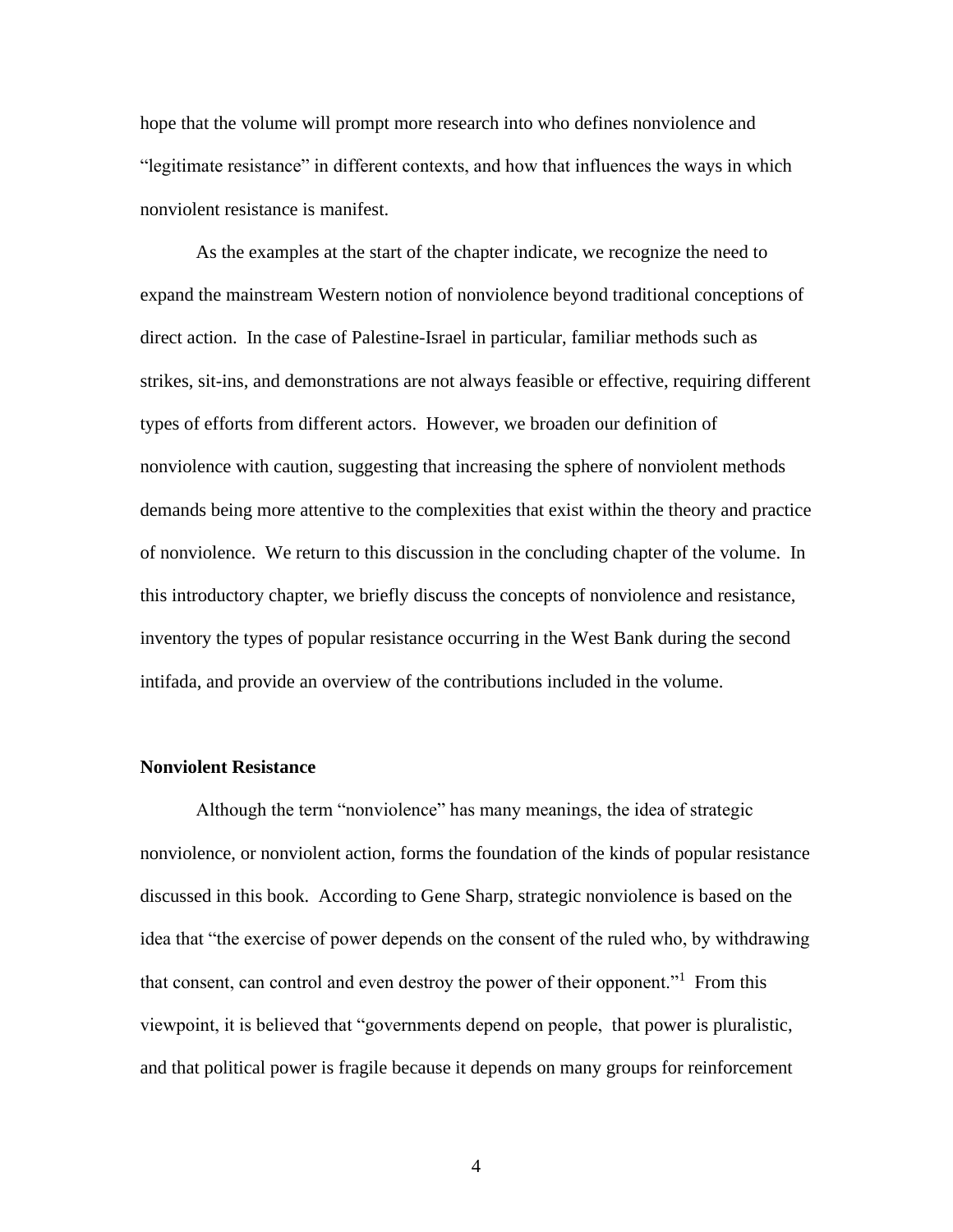hope that the volume will prompt more research into who defines nonviolence and "legitimate resistance" in different contexts, and how that influences the ways in which nonviolent resistance is manifest.

As the examples at the start of the chapter indicate, we recognize the need to expand the mainstream Western notion of nonviolence beyond traditional conceptions of direct action. In the case of Palestine-Israel in particular, familiar methods such as strikes, sit-ins, and demonstrations are not always feasible or effective, requiring different types of efforts from different actors. However, we broaden our definition of nonviolence with caution, suggesting that increasing the sphere of nonviolent methods demands being more attentive to the complexities that exist within the theory and practice of nonviolence. We return to this discussion in the concluding chapter of the volume. In this introductory chapter, we briefly discuss the concepts of nonviolence and resistance, inventory the types of popular resistance occurring in the West Bank during the second intifada, and provide an overview of the contributions included in the volume.

**Nonviolent Resistance**

Although the term "nonviolence" has many meanings, the idea of strategic nonviolence, or nonviolent action, forms the foundation of the kinds of popular resistance discussed in this book. According to Gene Sharp, strategic nonviolence is based on the idea that "the exercise of power depends on the consent of the ruled who, by withdrawing that consent, can control and even destroy the power of their opponent."[1] From this viewpoint, it is believed that "governments depend on people, that power is pluralistic, and that political power is fragile because it depends on many groups for reinforcement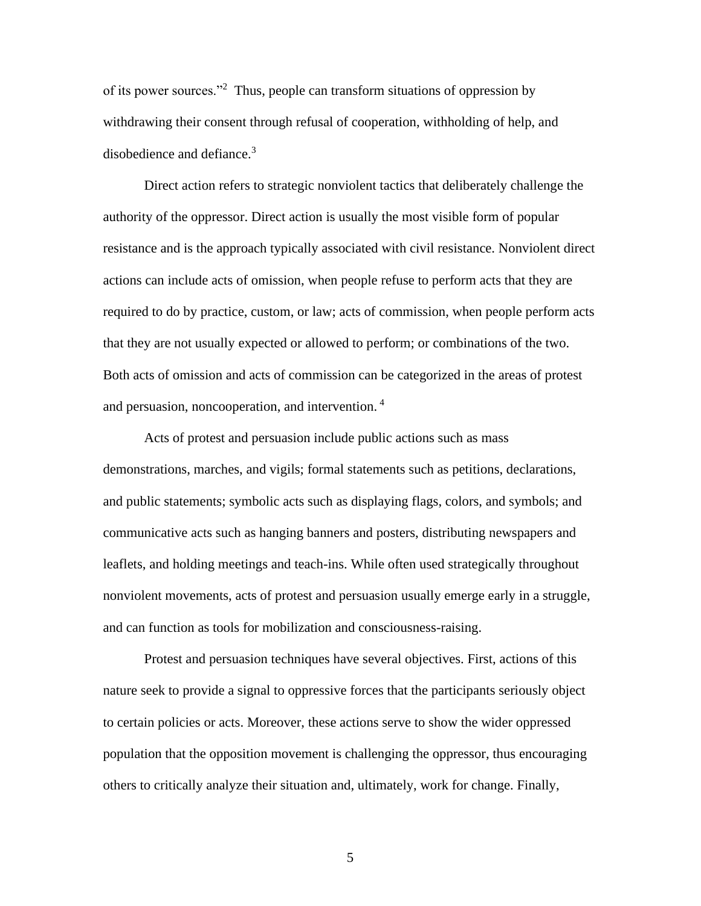of its power sources."[2] Thus, people can transform situations of oppression by withdrawing their consent through refusal of cooperation, withholding of help, and disobedience and defiance.[3]

Direct action refers to strategic nonviolent tactics that deliberately challenge the authority of the oppressor. Direct action is usually the most visible form of popular resistance and is the approach typically associated with civil resistance. Nonviolent direct actions can include acts of omission, when people refuse to perform acts that they are required to do by practice, custom, or law; acts of commission, when people perform acts that they are not usually expected or allowed to perform; or combinations of the two. Both acts of omission and acts of commission can be categorized in the areas of protest and persuasion, noncooperation, and intervention. [4]

Acts of protest and persuasion include public actions such as mass demonstrations, marches, and vigils; formal statements such as petitions, declarations, and public statements; symbolic acts such as displaying flags, colors, and symbols; and communicative acts such as hanging banners and posters, distributing newspapers and leaflets, and holding meetings and teach-ins. While often used strategically throughout nonviolent movements, acts of protest and persuasion usually emerge early in a struggle, and can function as tools for mobilization and consciousness-raising.

Protest and persuasion techniques have several objectives. First, actions of this nature seek to provide a signal to oppressive forces that the participants seriously object to certain policies or acts. Moreover, these actions serve to show the wider oppressed population that the opposition movement is challenging the oppressor, thus encouraging others to critically analyze their situation and, ultimately, work for change. Finally,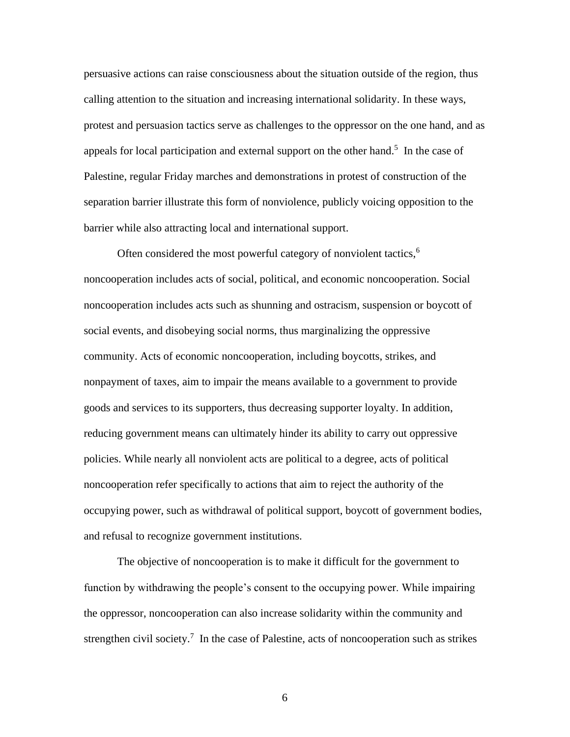persuasive actions can raise consciousness about the situation outside of the region, thus calling attention to the situation and increasing international solidarity. In these ways, protest and persuasion tactics serve as challenges to the oppressor on the one hand, and as appeals for local participation and external support on the other hand.[5] In the case of Palestine, regular Friday marches and demonstrations in protest of construction of the separation barrier illustrate this form of nonviolence, publicly voicing opposition to the barrier while also attracting local and international support.

Often considered the most powerful category of nonviolent tactics,[6] noncooperation includes acts of social, political, and economic noncooperation. Social noncooperation includes acts such as shunning and ostracism, suspension or boycott of social events, and disobeying social norms, thus marginalizing the oppressive community. Acts of economic noncooperation, including boycotts, strikes, and nonpayment of taxes, aim to impair the means available to a government to provide goods and services to its supporters, thus decreasing supporter loyalty. In addition, reducing government means can ultimately hinder its ability to carry out oppressive policies. While nearly all nonviolent acts are political to a degree, acts of political noncooperation refer specifically to actions that aim to reject the authority of the occupying power, such as withdrawal of political support, boycott of government bodies, and refusal to recognize government institutions.

The objective of noncooperation is to make it difficult for the government to function by withdrawing the people's consent to the occupying power. While impairing the oppressor, noncooperation can also increase solidarity within the community and strengthen civil society.[7] In the case of Palestine, acts of noncooperation such as strikes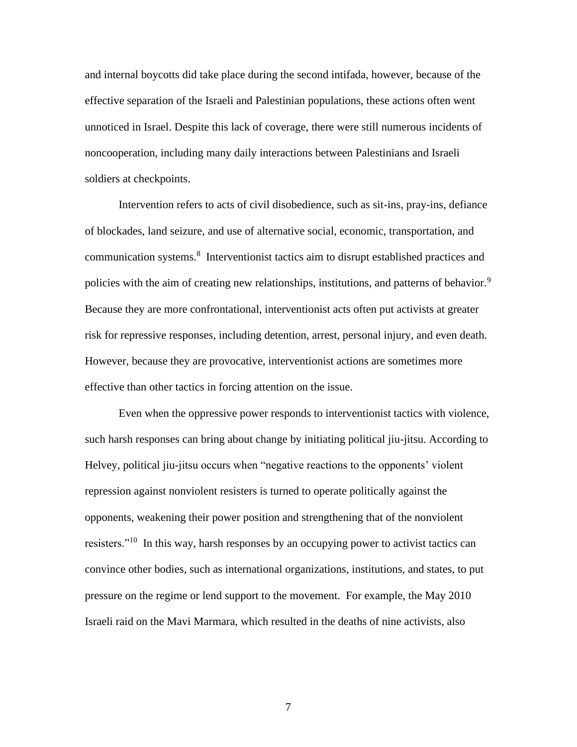and internal boycotts did take place during the second intifada, however, because of the effective separation of the Israeli and Palestinian populations, these actions often went unnoticed in Israel. Despite this lack of coverage, there were still numerous incidents of noncooperation, including many daily interactions between Palestinians and Israeli soldiers at checkpoints.

Intervention refers to acts of civil disobedience, such as sit-ins, pray-ins, defiance of blockades, land seizure, and use of alternative social, economic, transportation, and communication systems.[8] Interventionist tactics aim to disrupt established practices and policies with the aim of creating new relationships, institutions, and patterns of behavior.[9] Because they are more confrontational, interventionist acts often put activists at greater risk for repressive responses, including detention, arrest, personal injury, and even death. However, because they are provocative, interventionist actions are sometimes more effective than other tactics in forcing attention on the issue.

Even when the oppressive power responds to interventionist tactics with violence, such harsh responses can bring about change by initiating political jiu-jitsu. According to Helvey, political jiu-jitsu occurs when "negative reactions to the opponents' violent repression against nonviolent resisters is turned to operate politically against the opponents, weakening their power position and strengthening that of the nonviolent resisters."[10] In this way, harsh responses by an occupying power to activist tactics can convince other bodies, such as international organizations, institutions, and states, to put pressure on the regime or lend support to the movement. For example, the May 2010 Israeli raid on the Mavi Marmara, which resulted in the deaths of nine activists, also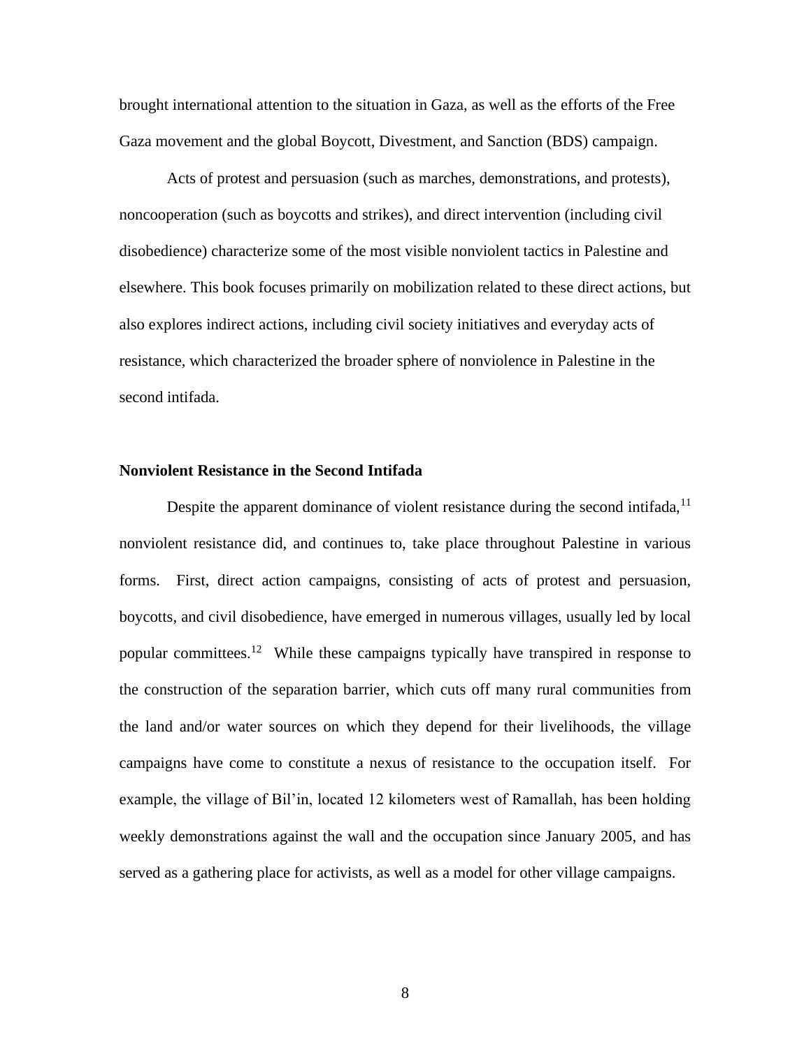brought international attention to the situation in Gaza, as well as the efforts of the Free Gaza movement and the global Boycott, Divestment, and Sanction (BDS) campaign.

Acts of protest and persuasion (such as marches, demonstrations, and protests), noncooperation (such as boycotts and strikes), and direct intervention (including civil disobedience) characterize some of the most visible nonviolent tactics in Palestine and elsewhere. This book focuses primarily on mobilization related to these direct actions, but also explores indirect actions, including civil society initiatives and everyday acts of resistance, which characterized the broader sphere of nonviolence in Palestine in the second intifada.

**Nonviolent Resistance in the Second Intifada**

Despite the apparent dominance of violent resistance during the second intifada,[11] nonviolent resistance did, and continues to, take place throughout Palestine in various forms. First, direct action campaigns, consisting of acts of protest and persuasion, boycotts, and civil disobedience, have emerged in numerous villages, usually led by local popular committees.[12] While these campaigns typically have transpired in response to the construction of the separation barrier, which cuts off many rural communities from the land and/or water sources on which they depend for their livelihoods, the village campaigns have come to constitute a nexus of resistance to the occupation itself. For example, the village of Bil'in, located 12 kilometers west of Ramallah, has been holding weekly demonstrations against the wall and the occupation since January 2005, and has served as a gathering place for activists, as well as a model for other village campaigns.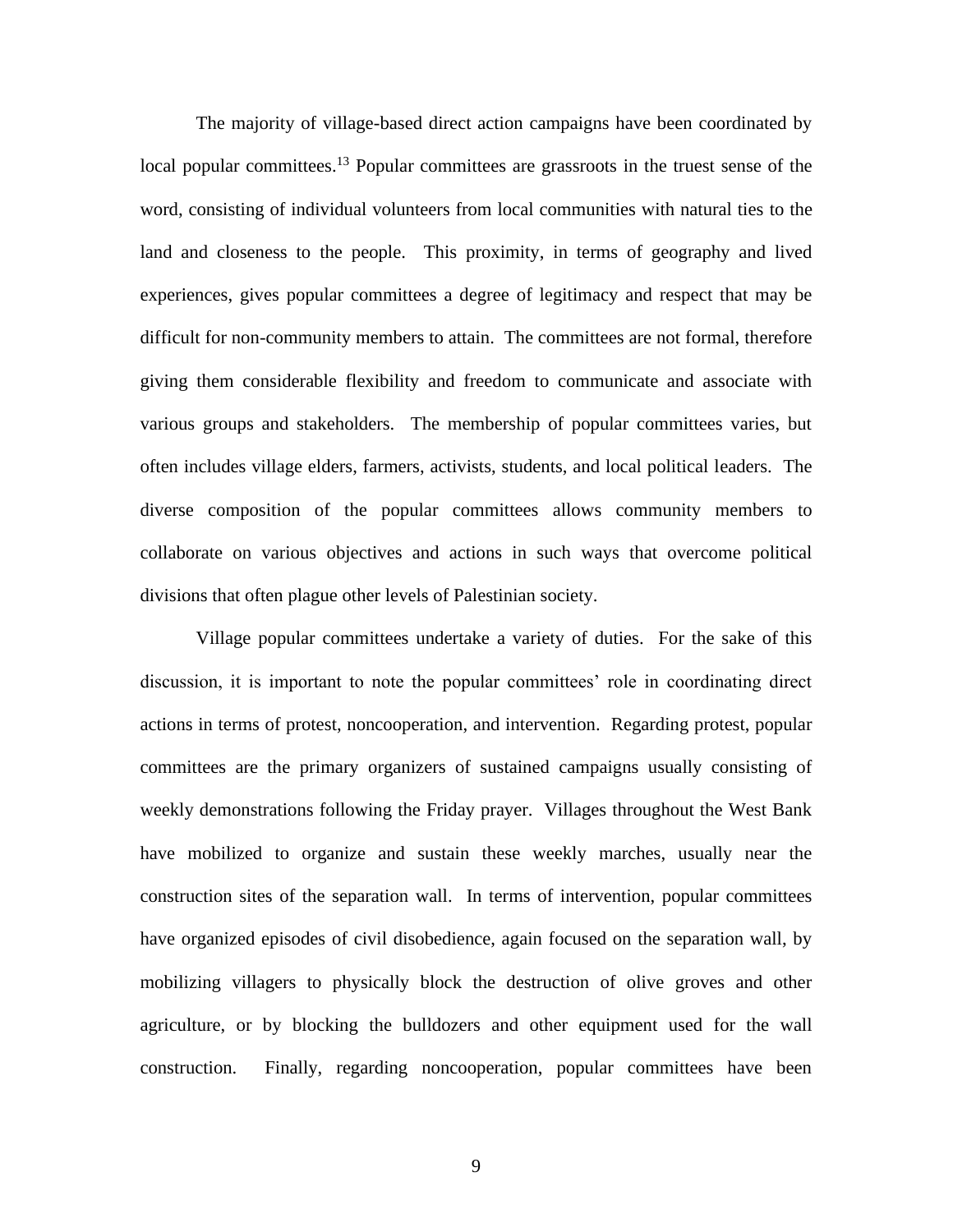The majority of village-based direct action campaigns have been coordinated by local popular committees.[13] Popular committees are grassroots in the truest sense of the word, consisting of individual volunteers from local communities with natural ties to the land and closeness to the people. This proximity, in terms of geography and lived experiences, gives popular committees a degree of legitimacy and respect that may be difficult for non-community members to attain. The committees are not formal, therefore giving them considerable flexibility and freedom to communicate and associate with various groups and stakeholders. The membership of popular committees varies, but often includes village elders, farmers, activists, students, and local political leaders. The diverse composition of the popular committees allows community members to collaborate on various objectives and actions in such ways that overcome political divisions that often plague other levels of Palestinian society.

Village popular committees undertake a variety of duties. For the sake of this discussion, it is important to note the popular committees' role in coordinating direct actions in terms of protest, noncooperation, and intervention. Regarding protest, popular committees are the primary organizers of sustained campaigns usually consisting of weekly demonstrations following the Friday prayer. Villages throughout the West Bank have mobilized to organize and sustain these weekly marches, usually near the construction sites of the separation wall. In terms of intervention, popular committees have organized episodes of civil disobedience, again focused on the separation wall, by mobilizing villagers to physically block the destruction of olive groves and other agriculture, or by blocking the bulldozers and other equipment used for the wall construction. Finally, regarding noncooperation, popular committees have been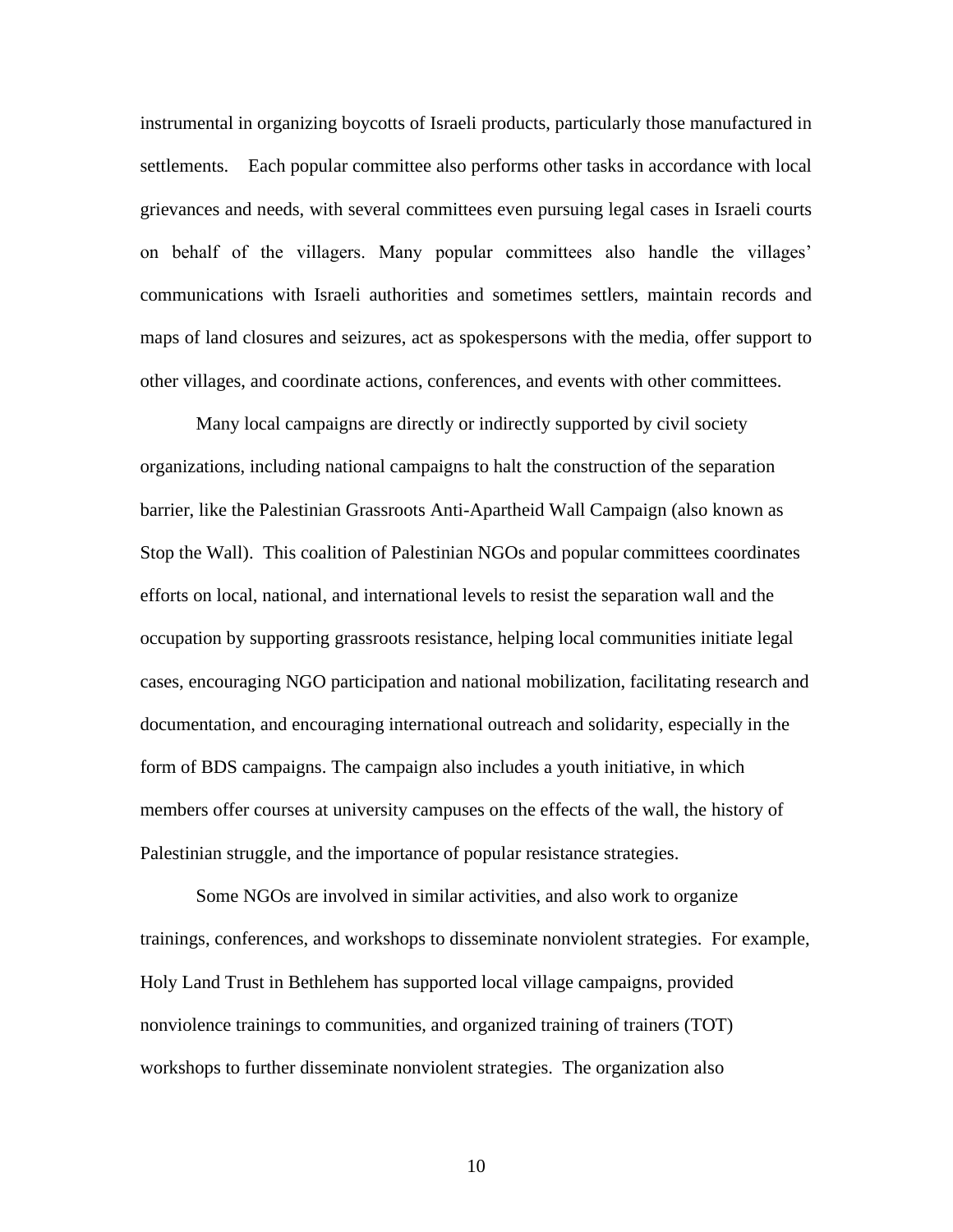instrumental in organizing boycotts of Israeli products, particularly those manufactured in settlements. Each popular committee also performs other tasks in accordance with local grievances and needs, with several committees even pursuing legal cases in Israeli courts on behalf of the villagers. Many popular committees also handle the villages' communications with Israeli authorities and sometimes settlers, maintain records and maps of land closures and seizures, act as spokespersons with the media, offer support to other villages, and coordinate actions, conferences, and events with other committees.

Many local campaigns are directly or indirectly supported by civil society organizations, including national campaigns to halt the construction of the separation barrier, like the Palestinian Grassroots Anti-Apartheid Wall Campaign (also known as Stop the Wall). This coalition of Palestinian NGOs and popular committees coordinates efforts on local, national, and international levels to resist the separation wall and the occupation by supporting grassroots resistance, helping local communities initiate legal cases, encouraging NGO participation and national mobilization, facilitating research and documentation, and encouraging international outreach and solidarity, especially in the form of BDS campaigns. The campaign also includes a youth initiative, in which members offer courses at university campuses on the effects of the wall, the history of Palestinian struggle, and the importance of popular resistance strategies.

Some NGOs are involved in similar activities, and also work to organize trainings, conferences, and workshops to disseminate nonviolent strategies. For example, Holy Land Trust in Bethlehem has supported local village campaigns, provided nonviolence trainings to communities, and organized training of trainers (TOT) workshops to further disseminate nonviolent strategies. The organization also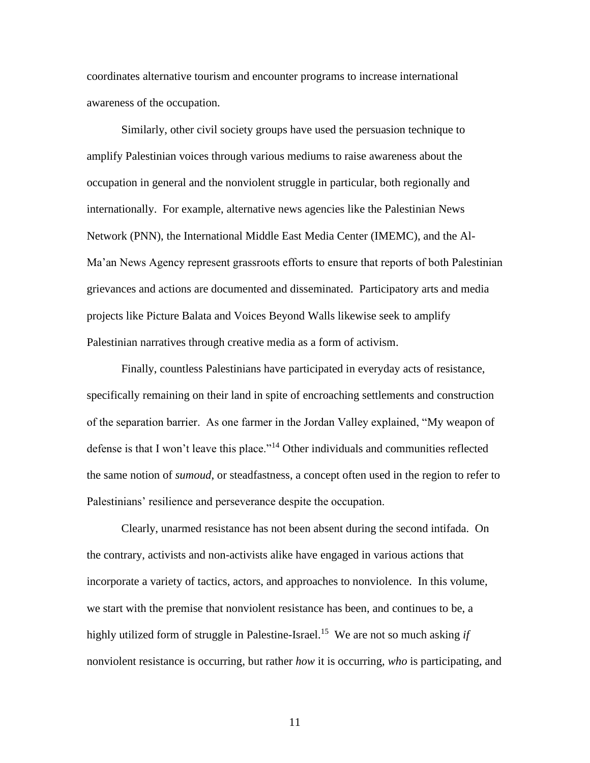coordinates alternative tourism and encounter programs to increase international awareness of the occupation.

Similarly, other civil society groups have used the persuasion technique to amplify Palestinian voices through various mediums to raise awareness about the occupation in general and the nonviolent struggle in particular, both regionally and internationally. For example, alternative news agencies like the Palestinian News Network (PNN), the International Middle East Media Center (IMEMC), and the Al-Ma'an News Agency represent grassroots efforts to ensure that reports of both Palestinian grievances and actions are documented and disseminated. Participatory arts and media projects like Picture Balata and Voices Beyond Walls likewise seek to amplify Palestinian narratives through creative media as a form of activism.

Finally, countless Palestinians have participated in everyday acts of resistance, specifically remaining on their land in spite of encroaching settlements and construction of the separation barrier. As one farmer in the Jordan Valley explained, "My weapon of defense is that I won't leave this place."[14] Other individuals and communities reflected the same notion of *sumoud*, or steadfastness, a concept often used in the region to refer to Palestinians' resilience and perseverance despite the occupation.

Clearly, unarmed resistance has not been absent during the second intifada. On the contrary, activists and non-activists alike have engaged in various actions that incorporate a variety of tactics, actors, and approaches to nonviolence. In this volume, we start with the premise that nonviolent resistance has been, and continues to be, a highly utilized form of struggle in Palestine-Israel.[15] We are not so much asking *if* nonviolent resistance is occurring, but rather *how* it is occurring, *who* is participating, and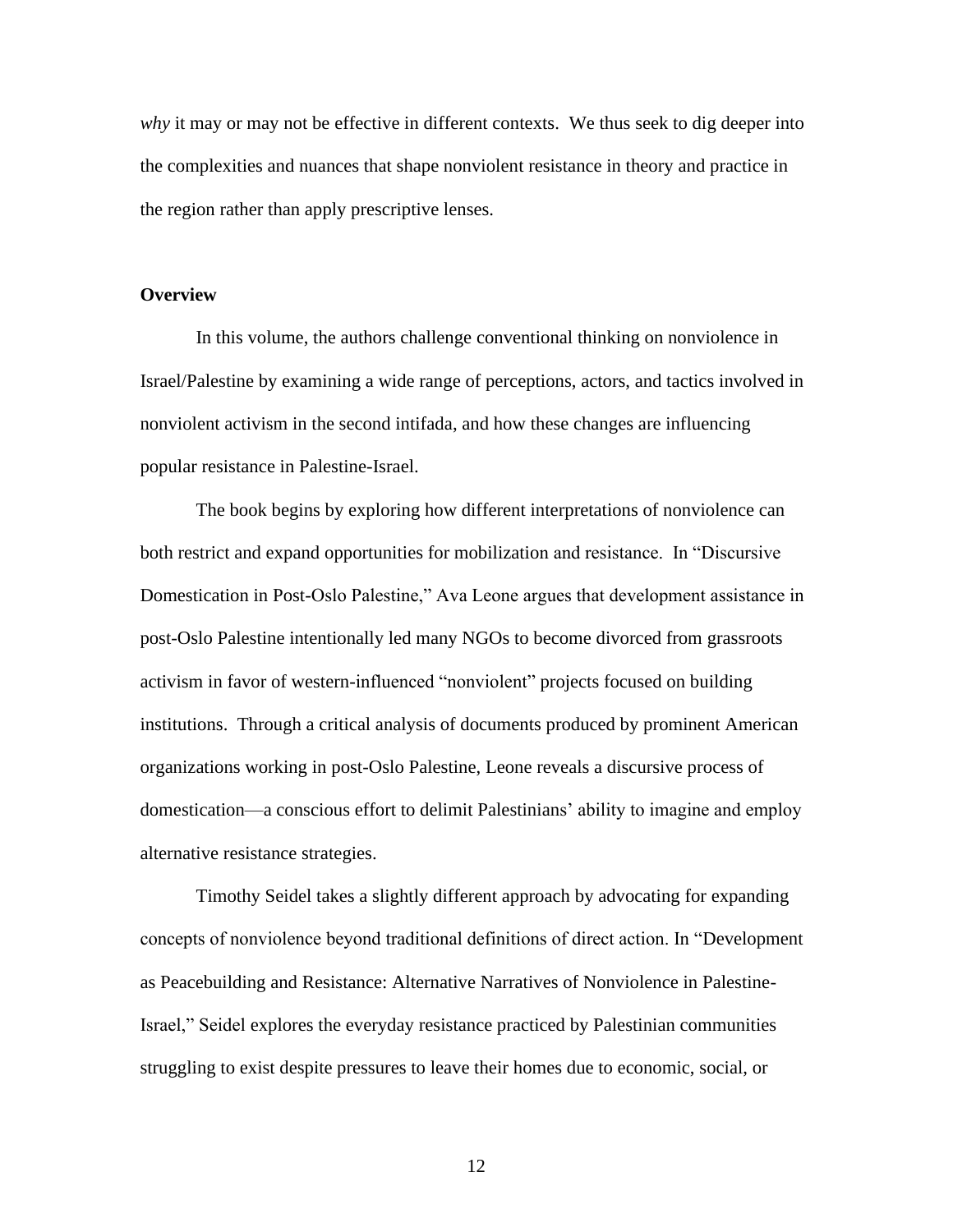*why* it may or may not be effective in different contexts. We thus seek to dig deeper into the complexities and nuances that shape nonviolent resistance in theory and practice in the region rather than apply prescriptive lenses.

**Overview**

In this volume, the authors challenge conventional thinking on nonviolence in Israel/Palestine by examining a wide range of perceptions, actors, and tactics involved in nonviolent activism in the second intifada, and how these changes are influencing popular resistance in Palestine-Israel.

The book begins by exploring how different interpretations of nonviolence can both restrict and expand opportunities for mobilization and resistance. In "Discursive Domestication in Post-Oslo Palestine," Ava Leone argues that development assistance in post-Oslo Palestine intentionally led many NGOs to become divorced from grassroots activism in favor of western-influenced "nonviolent" projects focused on building institutions. Through a critical analysis of documents produced by prominent American organizations working in post-Oslo Palestine, Leone reveals a discursive process of domestication—a conscious effort to delimit Palestinians' ability to imagine and employ alternative resistance strategies.

Timothy Seidel takes a slightly different approach by advocating for expanding concepts of nonviolence beyond traditional definitions of direct action. In "Development as Peacebuilding and Resistance: Alternative Narratives of Nonviolence in Palestine-Israel," Seidel explores the everyday resistance practiced by Palestinian communities struggling to exist despite pressures to leave their homes due to economic, social, or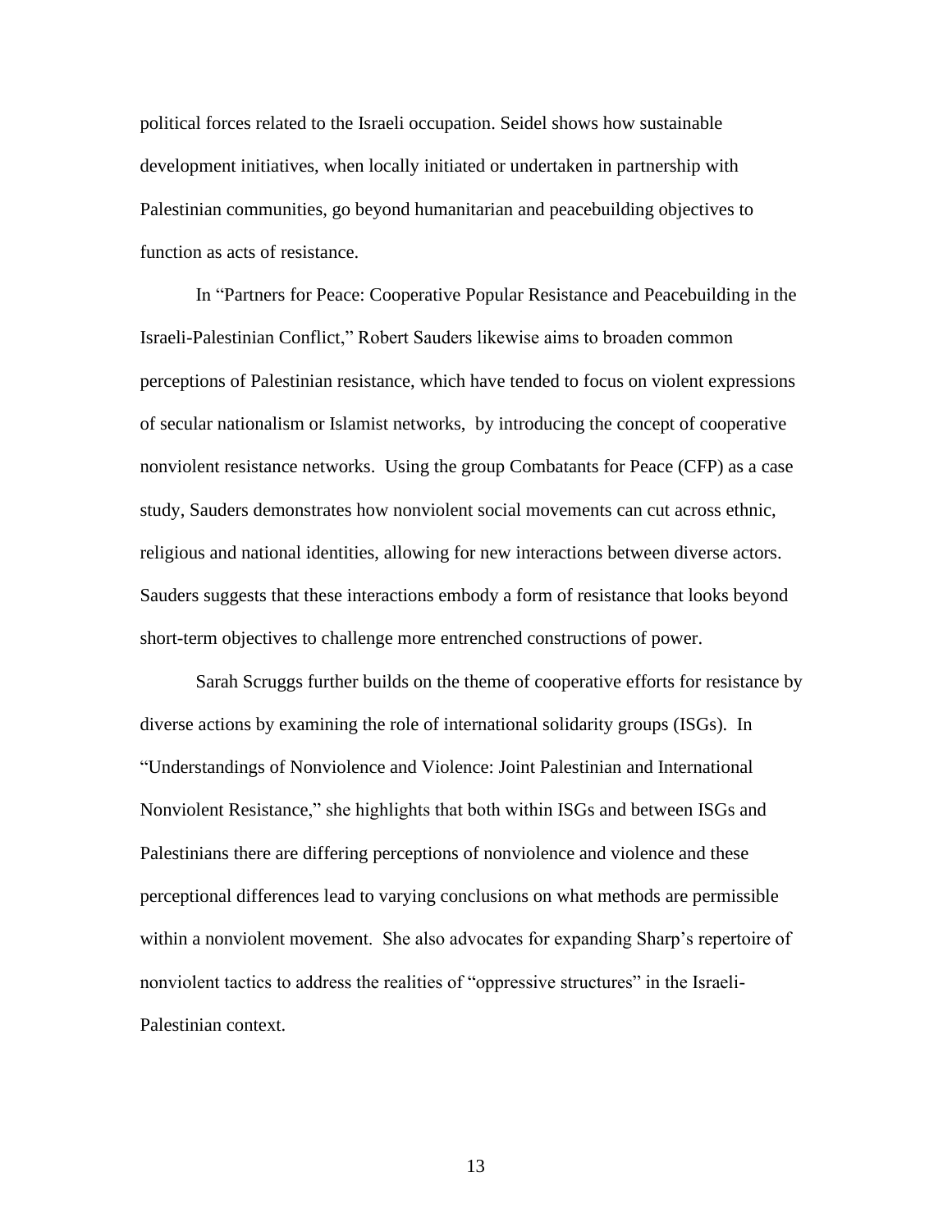political forces related to the Israeli occupation. Seidel shows how sustainable development initiatives, when locally initiated or undertaken in partnership with Palestinian communities, go beyond humanitarian and peacebuilding objectives to function as acts of resistance.

In "Partners for Peace: Cooperative Popular Resistance and Peacebuilding in the Israeli-Palestinian Conflict," Robert Sauders likewise aims to broaden common perceptions of Palestinian resistance, which have tended to focus on violent expressions of secular nationalism or Islamist networks, by introducing the concept of cooperative nonviolent resistance networks. Using the group Combatants for Peace (CFP) as a case study, Sauders demonstrates how nonviolent social movements can cut across ethnic, religious and national identities, allowing for new interactions between diverse actors. Sauders suggests that these interactions embody a form of resistance that looks beyond short-term objectives to challenge more entrenched constructions of power.

Sarah Scruggs further builds on the theme of cooperative efforts for resistance by diverse actions by examining the role of international solidarity groups (ISGs). In "Understandings of Nonviolence and Violence: Joint Palestinian and International Nonviolent Resistance," she highlights that both within ISGs and between ISGs and Palestinians there are differing perceptions of nonviolence and violence and these perceptional differences lead to varying conclusions on what methods are permissible within a nonviolent movement. She also advocates for expanding Sharp's repertoire of nonviolent tactics to address the realities of "oppressive structures" in the Israeli-Palestinian context.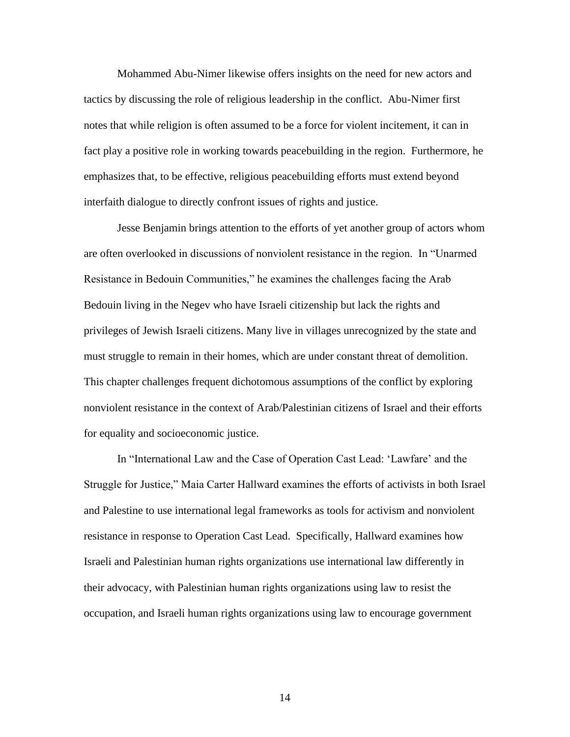Mohammed Abu-Nimer likewise offers insights on the need for new actors and tactics by discussing the role of religious leadership in the conflict. Abu-Nimer first notes that while religion is often assumed to be a force for violent incitement, it can in fact play a positive role in working towards peacebuilding in the region. Furthermore, he emphasizes that, to be effective, religious peacebuilding efforts must extend beyond interfaith dialogue to directly confront issues of rights and justice.

Jesse Benjamin brings attention to the efforts of yet another group of actors whom are often overlooked in discussions of nonviolent resistance in the region. In "Unarmed Resistance in Bedouin Communities," he examines the challenges facing the Arab Bedouin living in the Negev who have Israeli citizenship but lack the rights and privileges of Jewish Israeli citizens. Many live in villages unrecognized by the state and must struggle to remain in their homes, which are under constant threat of demolition. This chapter challenges frequent dichotomous assumptions of the conflict by exploring nonviolent resistance in the context of Arab/Palestinian citizens of Israel and their efforts for equality and socioeconomic justice.

In "International Law and the Case of Operation Cast Lead: 'Lawfare' and the Struggle for Justice," Maia Carter Hallward examines the efforts of activists in both Israel and Palestine to use international legal frameworks as tools for activism and nonviolent resistance in response to Operation Cast Lead. Specifically, Hallward examines how Israeli and Palestinian human rights organizations use international law differently in their advocacy, with Palestinian human rights organizations using law to resist the occupation, and Israeli human rights organizations using law to encourage government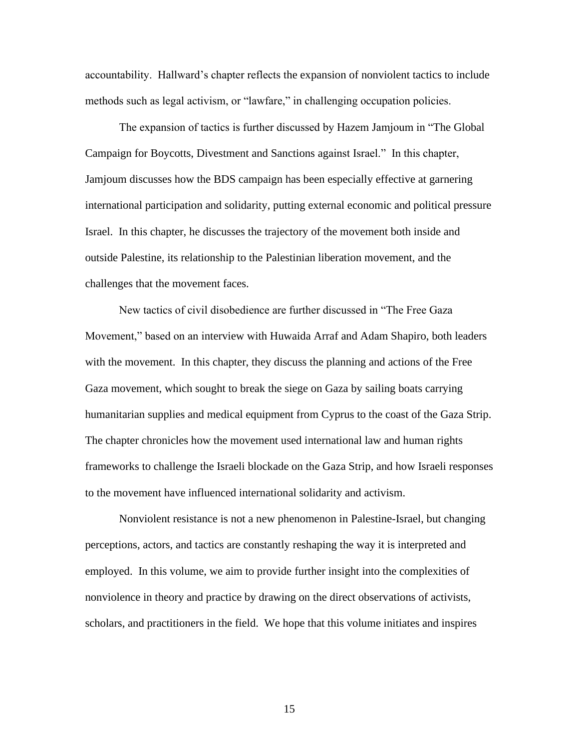accountability. Hallward's chapter reflects the expansion of nonviolent tactics to include methods such as legal activism, or "lawfare," in challenging occupation policies.

The expansion of tactics is further discussed by Hazem Jamjoum in "The Global Campaign for Boycotts, Divestment and Sanctions against Israel." In this chapter, Jamjoum discusses how the BDS campaign has been especially effective at garnering international participation and solidarity, putting external economic and political pressure Israel. In this chapter, he discusses the trajectory of the movement both inside and outside Palestine, its relationship to the Palestinian liberation movement, and the challenges that the movement faces.

New tactics of civil disobedience are further discussed in "The Free Gaza Movement," based on an interview with Huwaida Arraf and Adam Shapiro, both leaders with the movement. In this chapter, they discuss the planning and actions of the Free Gaza movement, which sought to break the siege on Gaza by sailing boats carrying humanitarian supplies and medical equipment from Cyprus to the coast of the Gaza Strip. The chapter chronicles how the movement used international law and human rights frameworks to challenge the Israeli blockade on the Gaza Strip, and how Israeli responses to the movement have influenced international solidarity and activism.

Nonviolent resistance is not a new phenomenon in Palestine-Israel, but changing perceptions, actors, and tactics are constantly reshaping the way it is interpreted and employed. In this volume, we aim to provide further insight into the complexities of nonviolence in theory and practice by drawing on the direct observations of activists, scholars, and practitioners in the field. We hope that this volume initiates and inspires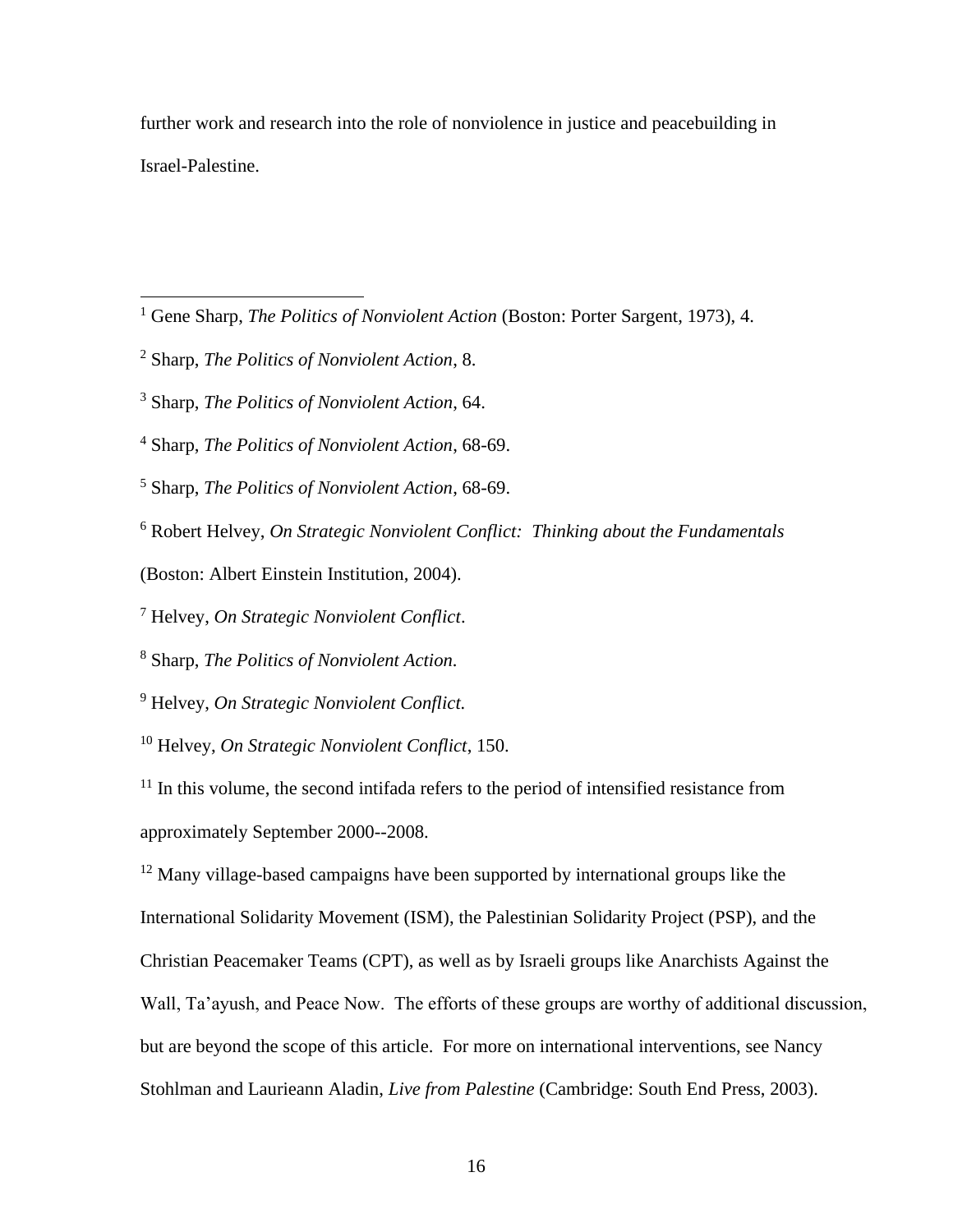further work and research into the role of nonviolence in justice and peacebuilding in Israel-Palestine.

---

[1] Gene Sharp, *The Politics of Nonviolent Action* (Boston: Porter Sargent, 1973), 4.

[2] Sharp, *The Politics of Nonviolent Action*, 8.

[3] Sharp, *The Politics of Nonviolent Action*, 64.

[4] Sharp, *The Politics of Nonviolent Action*, 68-69.

[5] Sharp, *The Politics of Nonviolent Action*, 68-69.

[6] Robert Helvey, *On Strategic Nonviolent Conflict: Thinking about the Fundamentals* (Boston: Albert Einstein Institution, 2004).

[7] Helvey, *On Strategic Nonviolent Conflict*.

[8] Sharp, *The Politics of Nonviolent Action.*

[9] Helvey, *On Strategic Nonviolent Conflict.*

[10] Helvey, *On Strategic Nonviolent Conflict*, 150.

[11] In this volume, the second intifada refers to the period of intensified resistance from approximately September 2000--2008.

[12] Many village-based campaigns have been supported by international groups like the International Solidarity Movement (ISM), the Palestinian Solidarity Project (PSP), and the Christian Peacemaker Teams (CPT), as well as by Israeli groups like Anarchists Against the Wall, Ta'ayush, and Peace Now. The efforts of these groups are worthy of additional discussion, but are beyond the scope of this article. For more on international interventions, see Nancy Stohlman and Laurieann Aladin, *Live from Palestine* (Cambridge: South End Press, 2003).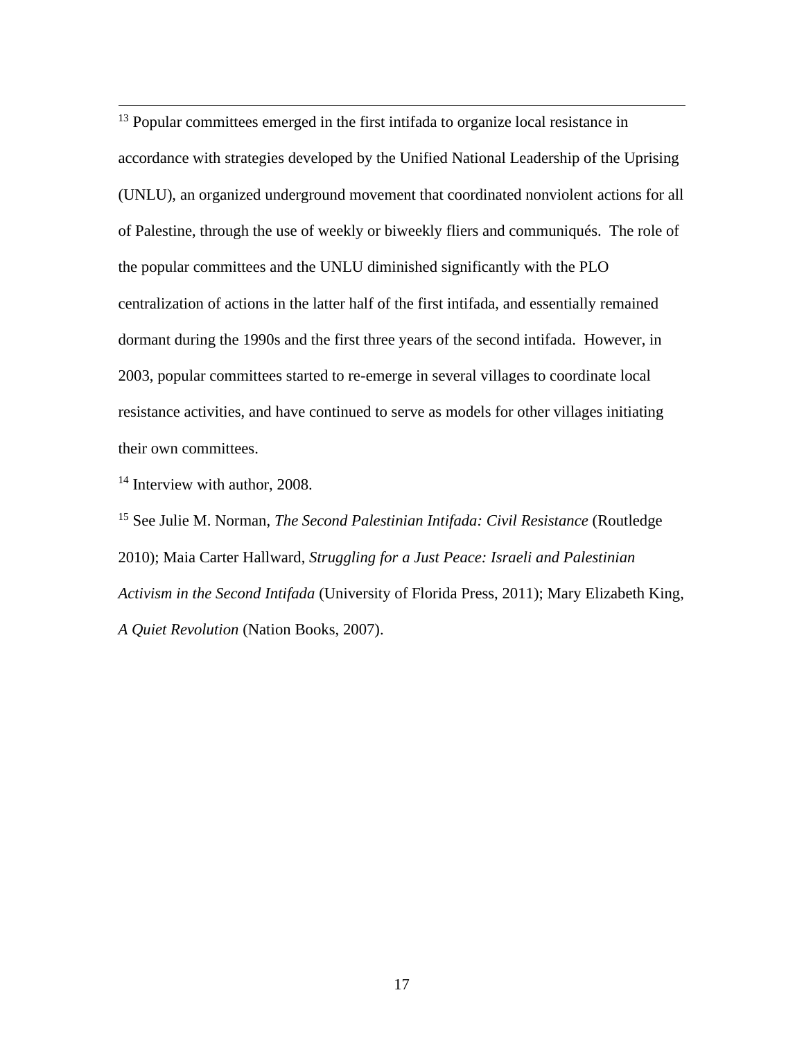[13] Popular committees emerged in the first intifada to organize local resistance in accordance with strategies developed by the Unified National Leadership of the Uprising (UNLU), an organized underground movement that coordinated nonviolent actions for all of Palestine, through the use of weekly or biweekly fliers and communiqués. The role of the popular committees and the UNLU diminished significantly with the PLO centralization of actions in the latter half of the first intifada, and essentially remained dormant during the 1990s and the first three years of the second intifada. However, in 2003, popular committees started to re-emerge in several villages to coordinate local resistance activities, and have continued to serve as models for other villages initiating their own committees.

[14] Interview with author, 2008.

[15] See Julie M. Norman, *The Second Palestinian Intifada: Civil Resistance* (Routledge 2010); Maia Carter Hallward, *Struggling for a Just Peace: Israeli and Palestinian Activism in the Second Intifada* (University of Florida Press, 2011); Mary Elizabeth King, *A Quiet Revolution* (Nation Books, 2007).